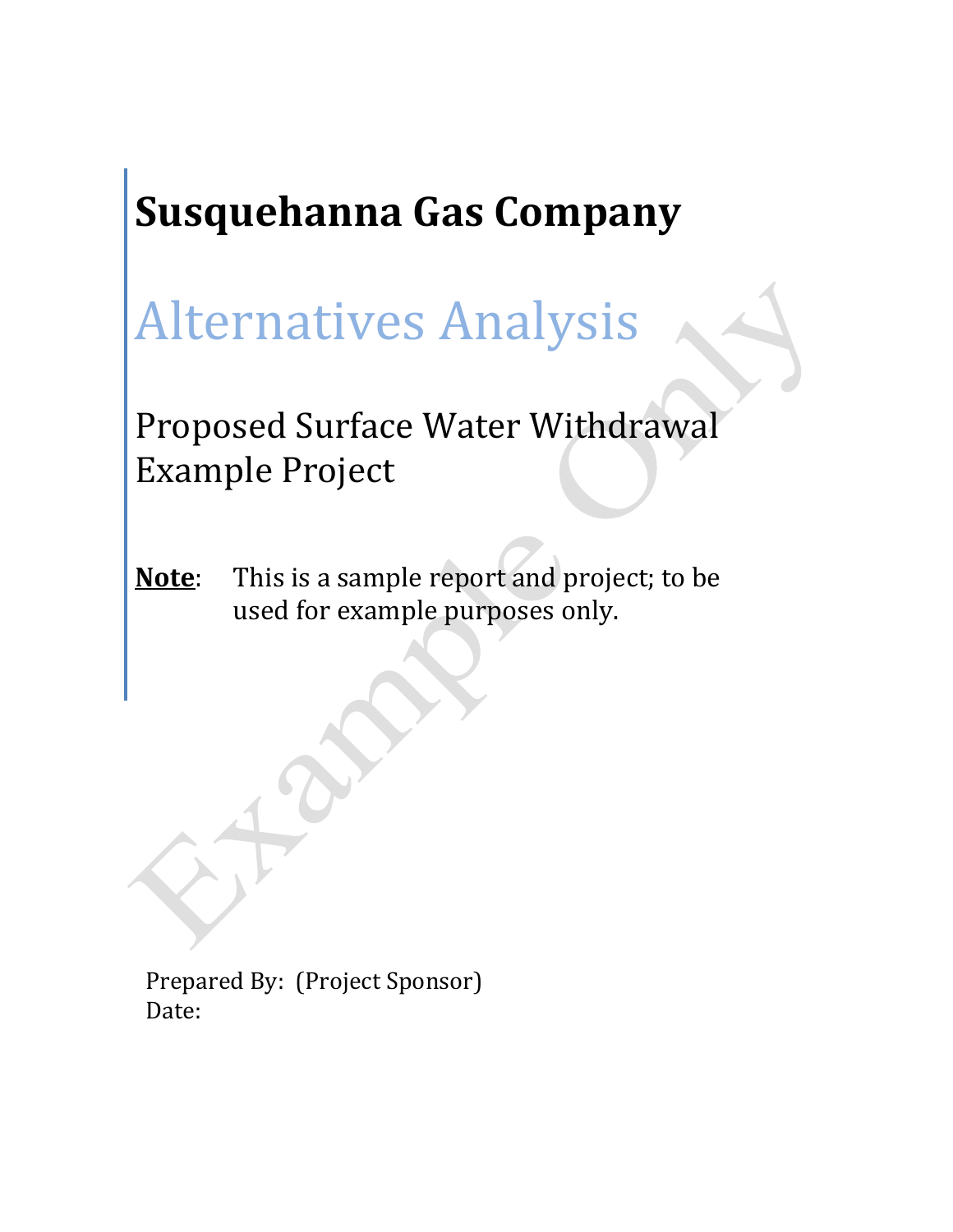# Susquehanna Gas Company

## Alternatives Analysis

### Proposed Surface Water Withdrawal Example Project

**Note**: This is a sample report and project; to be used for example purposes only.

Prepared By: (Project Sponsor)
Date: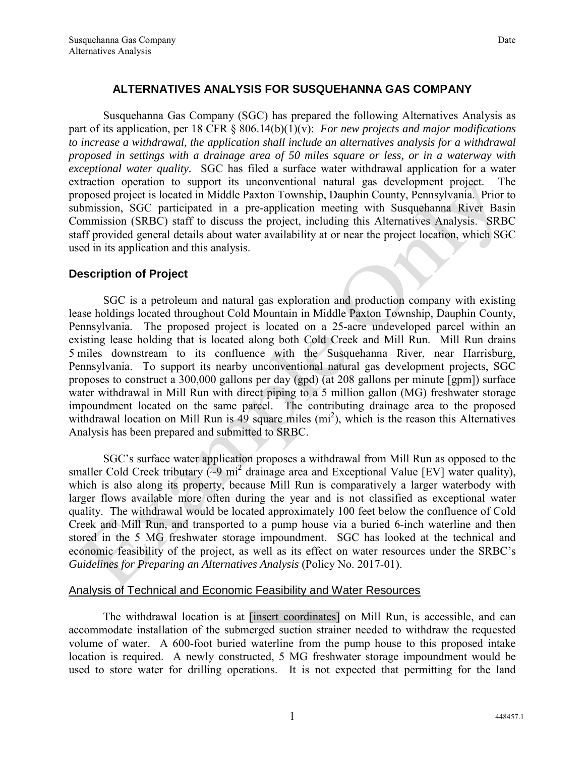# ALTERNATIVES ANALYSIS FOR SUSQUEHANNA GAS COMPANY

Susquehanna Gas Company (SGC) has prepared the following Alternatives Analysis as part of its application, per 18 CFR § 806.14(b)(1)(v): *For new projects and major modifications to increase a withdrawal, the application shall include an alternatives analysis for a withdrawal proposed in settings with a drainage area of 50 miles square or less, or in a waterway with exceptional water quality.* SGC has filed a surface water withdrawal application for a water extraction operation to support its unconventional natural gas development project. The proposed project is located in Middle Paxton Township, Dauphin County, Pennsylvania. Prior to submission, SGC participated in a pre-application meeting with Susquehanna River Basin Commission (SRBC) staff to discuss the project, including this Alternatives Analysis. SRBC staff provided general details about water availability at or near the project location, which SGC used in its application and this analysis.

## Description of Project

SGC is a petroleum and natural gas exploration and production company with existing lease holdings located throughout Cold Mountain in Middle Paxton Township, Dauphin County, Pennsylvania. The proposed project is located on a 25-acre undeveloped parcel within an existing lease holding that is located along both Cold Creek and Mill Run. Mill Run drains 5 miles downstream to its confluence with the Susquehanna River, near Harrisburg, Pennsylvania. To support its nearby unconventional natural gas development projects, SGC proposes to construct a 300,000 gallons per day (gpd) (at 208 gallons per minute [gpm]) surface water withdrawal in Mill Run with direct piping to a 5 million gallon (MG) freshwater storage impoundment located on the same parcel. The contributing drainage area to the proposed withdrawal location on Mill Run is 49 square miles (mi$^2$), which is the reason this Alternatives Analysis has been prepared and submitted to SRBC.

SGC's surface water application proposes a withdrawal from Mill Run as opposed to the smaller Cold Creek tributary (~9 mi$^2$ drainage area and Exceptional Value [EV] water quality), which is also along its property, because Mill Run is comparatively a larger waterbody with larger flows available more often during the year and is not classified as exceptional water quality. The withdrawal would be located approximately 100 feet below the confluence of Cold Creek and Mill Run, and transported to a pump house via a buried 6-inch waterline and then stored in the 5 MG freshwater storage impoundment. SGC has looked at the technical and economic feasibility of the project, as well as its effect on water resources under the SRBC's *Guidelines for Preparing an Alternatives Analysis* (Policy No. 2017-01).

### Analysis of Technical and Economic Feasibility and Water Resources

The withdrawal location is at [insert coordinates] on Mill Run, is accessible, and can accommodate installation of the submerged suction strainer needed to withdraw the requested volume of water. A 600-foot buried waterline from the pump house to this proposed intake location is required. A newly constructed, 5 MG freshwater storage impoundment would be used to store water for drilling operations. It is not expected that permitting for the land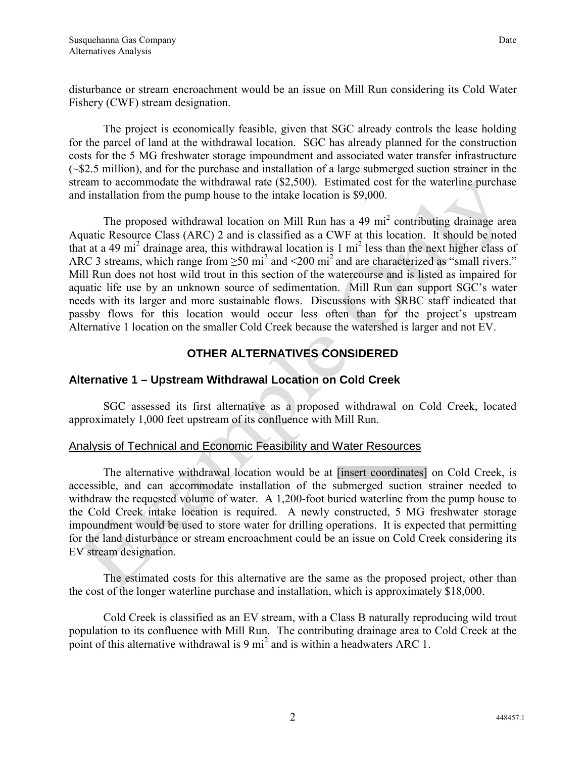disturbance or stream encroachment would be an issue on Mill Run considering its Cold Water Fishery (CWF) stream designation.

The project is economically feasible, given that SGC already controls the lease holding for the parcel of land at the withdrawal location. SGC has already planned for the construction costs for the 5 MG freshwater storage impoundment and associated water transfer infrastructure (~$2.5 million), and for the purchase and installation of a large submerged suction strainer in the stream to accommodate the withdrawal rate ($2,500). Estimated cost for the waterline purchase and installation from the pump house to the intake location is $9,000.

The proposed withdrawal location on Mill Run has a 49 $mi^2$ contributing drainage area Aquatic Resource Class (ARC) 2 and is classified as a CWF at this location. It should be noted that at a 49 $mi^2$ drainage area, this withdrawal location is 1 $mi^2$ less than the next higher class of ARC 3 streams, which range from $\geq 50$ $mi^2$ and $<200$ $mi^2$ and are characterized as "small rivers." Mill Run does not host wild trout in this section of the watercourse and is listed as impaired for aquatic life use by an unknown source of sedimentation. Mill Run can support SGC's water needs with its larger and more sustainable flows. Discussions with SRBC staff indicated that passby flows for this location would occur less often than for the project's upstream Alternative 1 location on the smaller Cold Creek because the watershed is larger and not EV.

## OTHER ALTERNATIVES CONSIDERED

### Alternative 1 – Upstream Withdrawal Location on Cold Creek

SGC assessed its first alternative as a proposed withdrawal on Cold Creek, located approximately 1,000 feet upstream of its confluence with Mill Run.

#### Analysis of Technical and Economic Feasibility and Water Resources

The alternative withdrawal location would be at [insert coordinates] on Cold Creek, is accessible, and can accommodate installation of the submerged suction strainer needed to withdraw the requested volume of water. A 1,200-foot buried waterline from the pump house to the Cold Creek intake location is required. A newly constructed, 5 MG freshwater storage impoundment would be used to store water for drilling operations. It is expected that permitting for the land disturbance or stream encroachment could be an issue on Cold Creek considering its EV stream designation.

The estimated costs for this alternative are the same as the proposed project, other than the cost of the longer waterline purchase and installation, which is approximately $18,000.

Cold Creek is classified as an EV stream, with a Class B naturally reproducing wild trout population to its confluence with Mill Run. The contributing drainage area to Cold Creek at the point of this alternative withdrawal is 9 $mi^2$ and is within a headwaters ARC 1.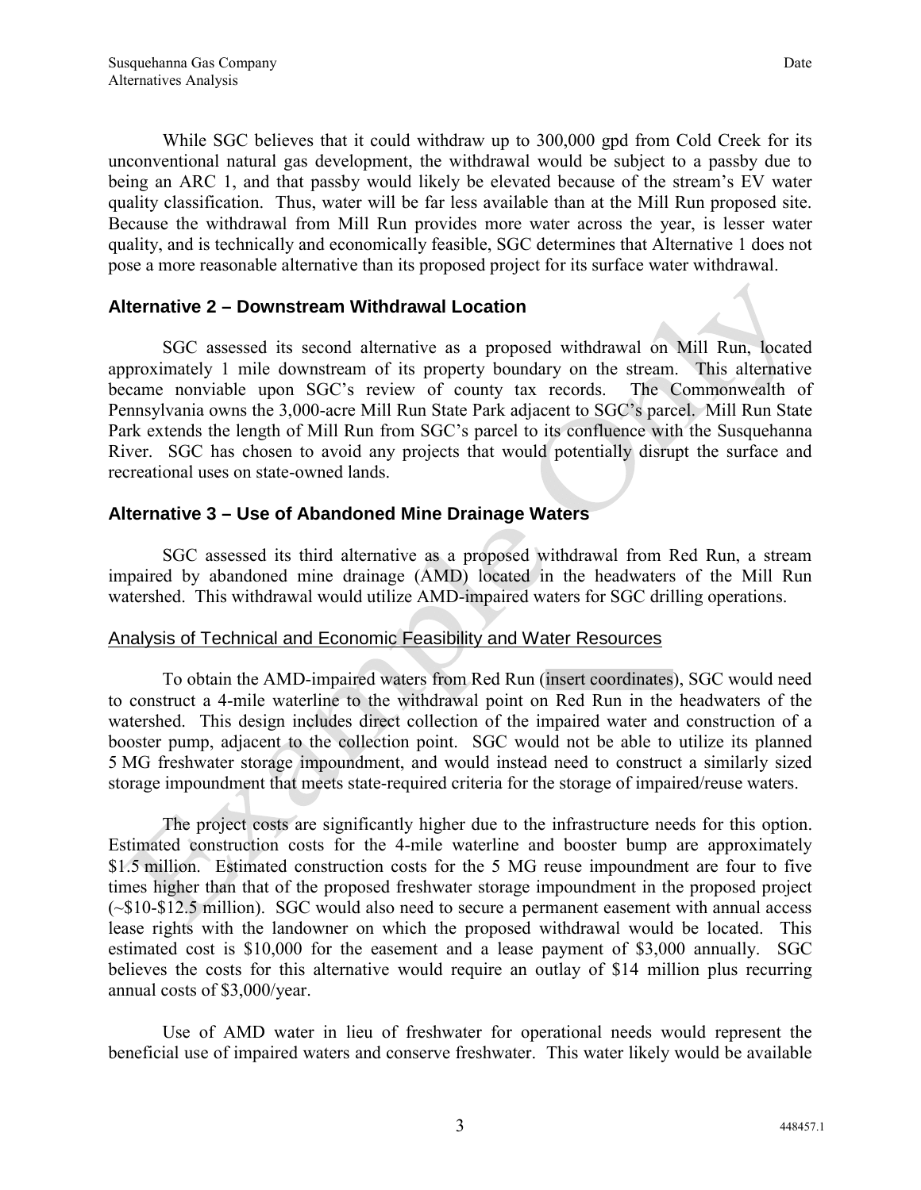While SGC believes that it could withdraw up to 300,000 gpd from Cold Creek for its unconventional natural gas development, the withdrawal would be subject to a passby due to being an ARC 1, and that passby would likely be elevated because of the stream's EV water quality classification. Thus, water will be far less available than at the Mill Run proposed site. Because the withdrawal from Mill Run provides more water across the year, is lesser water quality, and is technically and economically feasible, SGC determines that Alternative 1 does not pose a more reasonable alternative than its proposed project for its surface water withdrawal.

## Alternative 2 – Downstream Withdrawal Location

SGC assessed its second alternative as a proposed withdrawal on Mill Run, located approximately 1 mile downstream of its property boundary on the stream. This alternative became nonviable upon SGC's review of county tax records. The Commonwealth of Pennsylvania owns the 3,000-acre Mill Run State Park adjacent to SGC's parcel. Mill Run State Park extends the length of Mill Run from SGC's parcel to its confluence with the Susquehanna River. SGC has chosen to avoid any projects that would potentially disrupt the surface and recreational uses on state-owned lands.

## Alternative 3 – Use of Abandoned Mine Drainage Waters

SGC assessed its third alternative as a proposed withdrawal from Red Run, a stream impaired by abandoned mine drainage (AMD) located in the headwaters of the Mill Run watershed. This withdrawal would utilize AMD-impaired waters for SGC drilling operations.

### Analysis of Technical and Economic Feasibility and Water Resources

To obtain the AMD-impaired waters from Red Run (insert coordinates), SGC would need to construct a 4-mile waterline to the withdrawal point on Red Run in the headwaters of the watershed. This design includes direct collection of the impaired water and construction of a booster pump, adjacent to the collection point. SGC would not be able to utilize its planned 5 MG freshwater storage impoundment, and would instead need to construct a similarly sized storage impoundment that meets state-required criteria for the storage of impaired/reuse waters.

The project costs are significantly higher due to the infrastructure needs for this option. Estimated construction costs for the 4-mile waterline and booster bump are approximately $1.5 million. Estimated construction costs for the 5 MG reuse impoundment are four to five times higher than that of the proposed freshwater storage impoundment in the proposed project (~$10-$12.5 million). SGC would also need to secure a permanent easement with annual access lease rights with the landowner on which the proposed withdrawal would be located. This estimated cost is $10,000 for the easement and a lease payment of $3,000 annually. SGC believes the costs for this alternative would require an outlay of $14 million plus recurring annual costs of $3,000/year.

Use of AMD water in lieu of freshwater for operational needs would represent the beneficial use of impaired waters and conserve freshwater. This water likely would be available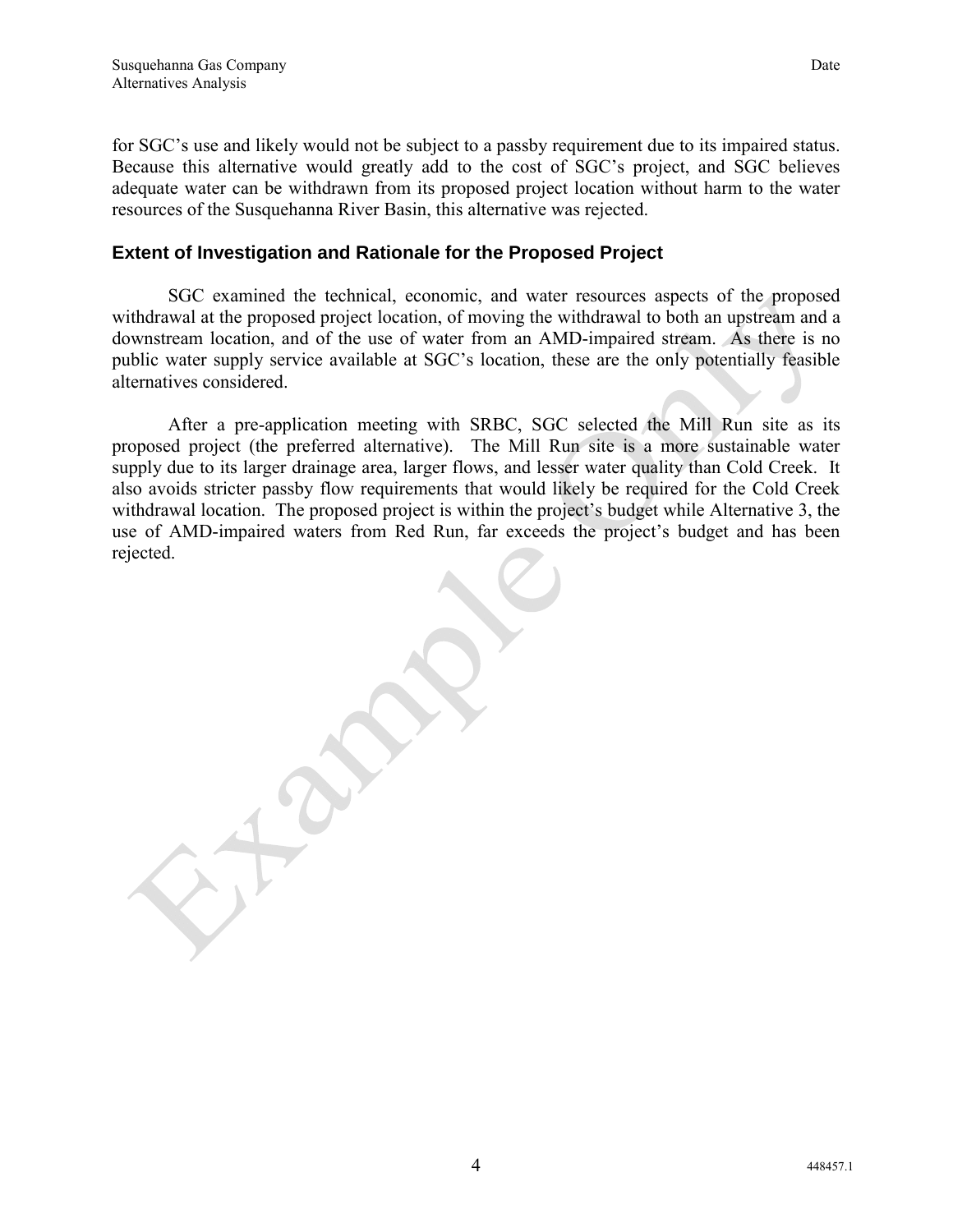for SGC's use and likely would not be subject to a passby requirement due to its impaired status. Because this alternative would greatly add to the cost of SGC's project, and SGC believes adequate water can be withdrawn from its proposed project location without harm to the water resources of the Susquehanna River Basin, this alternative was rejected.

### Extent of Investigation and Rationale for the Proposed Project

SGC examined the technical, economic, and water resources aspects of the proposed withdrawal at the proposed project location, of moving the withdrawal to both an upstream and a downstream location, and of the use of water from an AMD-impaired stream. As there is no public water supply service available at SGC's location, these are the only potentially feasible alternatives considered.

After a pre-application meeting with SRBC, SGC selected the Mill Run site as its proposed project (the preferred alternative). The Mill Run site is a more sustainable water supply due to its larger drainage area, larger flows, and lesser water quality than Cold Creek. It also avoids stricter passby flow requirements that would likely be required for the Cold Creek withdrawal location. The proposed project is within the project's budget while Alternative 3, the use of AMD-impaired waters from Red Run, far exceeds the project's budget and has been rejected.